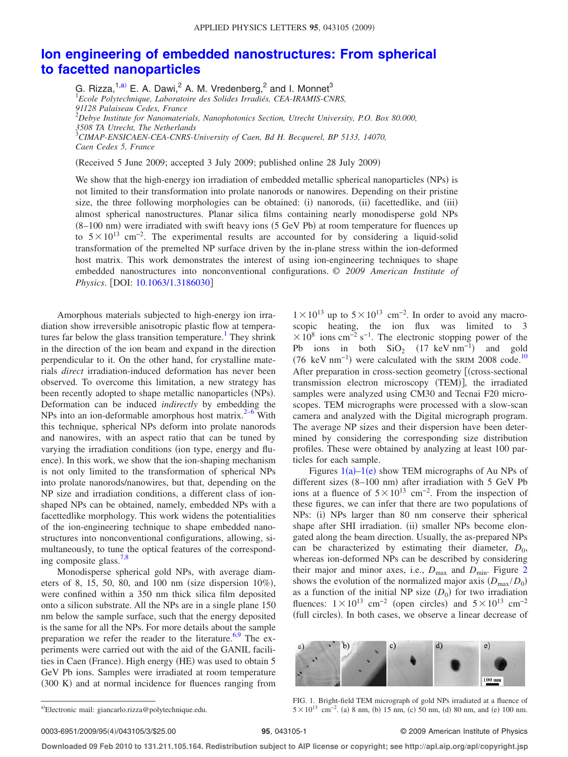# Ion engineering of embedded nanostructures: From spherical to facetted nanoparticles

G. Rizza,[1,a)] E. A. Dawi,[2] A. M. Vredenberg,[2] and I. Monnet[3]

[1]*Ecole Polytechnique, Laboratoire des Solides Irradiés, CEA-IRAMIS-CNRS, 91128 Palaiseau Cedex, France*
[2]*Debye Institute for Nanomaterials, Nanophotonics Section, Utrecht University, P.O. Box 80.000, 3508 TA Utrecht, The Netherlands*
[3]*CIMAP-ENSICAEN-CEA-CNRS-University of Caen, Bd H. Becquerel, BP 5133, 14070, Caen Cedex 5, France*

(Received 5 June 2009; accepted 3 July 2009; published online 28 July 2009)

We show that the high-energy ion irradiation of embedded metallic spherical nanoparticles (NPs) is not limited to their transformation into prolate nanorods or nanowires. Depending on their pristine size, the three following morphologies can be obtained: (i) nanorods, (ii) facettedlike, and (iii) almost spherical nanostructures. Planar silica films containing nearly monodisperse gold NPs (8–100 nm) were irradiated with swift heavy ions (5 GeV Pb) at room temperature for fluences up to $5 \times 10^{13}$ cm$^{-2}$. The experimental results are accounted for by considering a liquid-solid transformation of the premelted NP surface driven by the in-plane stress within the ion-deformed host matrix. This work demonstrates the interest of using ion-engineering techniques to shape embedded nanostructures into nonconventional configurations. © *2009 American Institute of Physics*. [DOI: 10.1063/1.3186030]

Amorphous materials subjected to high-energy ion irradiation show irreversible anisotropic plastic flow at temperatures far below the glass transition temperature.[1] They shrink in the direction of the ion beam and expand in the direction perpendicular to it. On the other hand, for crystalline materials *direct* irradiation-induced deformation has never been observed. To overcome this limitation, a new strategy has been recently adopted to shape metallic nanoparticles (NPs). Deformation can be induced *indirectly* by embedding the NPs into an ion-deformable amorphous host matrix.[2–6] With this technique, spherical NPs deform into prolate nanorods and nanowires, with an aspect ratio that can be tuned by varying the irradiation conditions (ion type, energy and fluence). In this work, we show that the ion-shaping mechanism is not only limited to the transformation of spherical NPs into prolate nanorods/nanowires, but that, depending on the NP size and irradiation conditions, a different class of ion-shaped NPs can be obtained, namely, embedded NPs with a facettedlike morphology. This work widens the potentialities of the ion-engineering technique to shape embedded nanostructures into nonconventional configurations, allowing, simultaneously, to tune the optical features of the corresponding composite glass.[7,8]

Monodisperse spherical gold NPs, with average diameters of 8, 15, 50, 80, and 100 nm (size dispersion 10%), were confined within a 350 nm thick silica film deposited onto a silicon substrate. All the NPs are in a single plane 150 nm below the sample surface, such that the energy deposited is the same for all the NPs. For more details about the sample preparation we refer the reader to the literature.[6,9] The experiments were carried out with the aid of the GANIL facilities in Caen (France). High energy (HE) was used to obtain 5 GeV Pb ions. Samples were irradiated at room temperature (300 K) and at normal incidence for fluences ranging from $1 \times 10^{13}$ up to $5 \times 10^{13}$ cm$^{-2}$. In order to avoid any macroscopic heating, the ion flux was limited to $3 \times 10^{8}$ ions cm$^{-2}$ s$^{-1}$. The electronic stopping power of the Pb ions in both $SiO_2$ (17 keV nm$^{-1}$) and gold (76 keV nm$^{-1}$) were calculated with the SRIM 2008 code.[10] After preparation in cross-section geometry [(cross-sectional transmission electron microscopy (TEM)], the irradiated samples were analyzed using CM30 and Tecnai F20 microscopes. TEM micrographs were processed with a slow-scan camera and analyzed with the Digital micrograph program. The average NP sizes and their dispersion have been determined by considering the corresponding size distribution profiles. These were obtained by analyzing at least 100 particles for each sample.

Figures 1(a)–1(e) show TEM micrographs of Au NPs of different sizes (8–100 nm) after irradiation with 5 GeV Pb ions at a fluence of $5 \times 10^{13}$ cm$^{-2}$. From the inspection of these figures, we can infer that there are two populations of NPs: (i) NPs larger than 80 nm conserve their spherical shape after SHI irradiation. (ii) smaller NPs become elongated along the beam direction. Usually, the as-prepared NPs can be characterized by estimating their diameter, $D_0$, whereas ion-deformed NPs can be described by considering their major and minor axes, i.e., $D_{max}$ and $D_{min}$. Figure 2 shows the evolution of the normalized major axis ($D_{max}/D_0$) as a function of the initial NP size ($D_0$) for two irradiation fluences: $1 \times 10^{13}$ cm$^{-2}$ (open circles) and $5 \times 10^{13}$ cm$^{-2}$ (full circles). In both cases, we observe a linear decrease of

FIG. 1. Bright-field TEM micrograph of gold NPs irradiated at a fluence of $5 \times 10^{13}$ cm$^{-2}$. (a) 8 nm, (b) 15 nm, (c) 50 nm, (d) 80 nm, and (e) 100 nm.

[a)]Electronic mail: giancarlo.rizza@polytechnique.edu.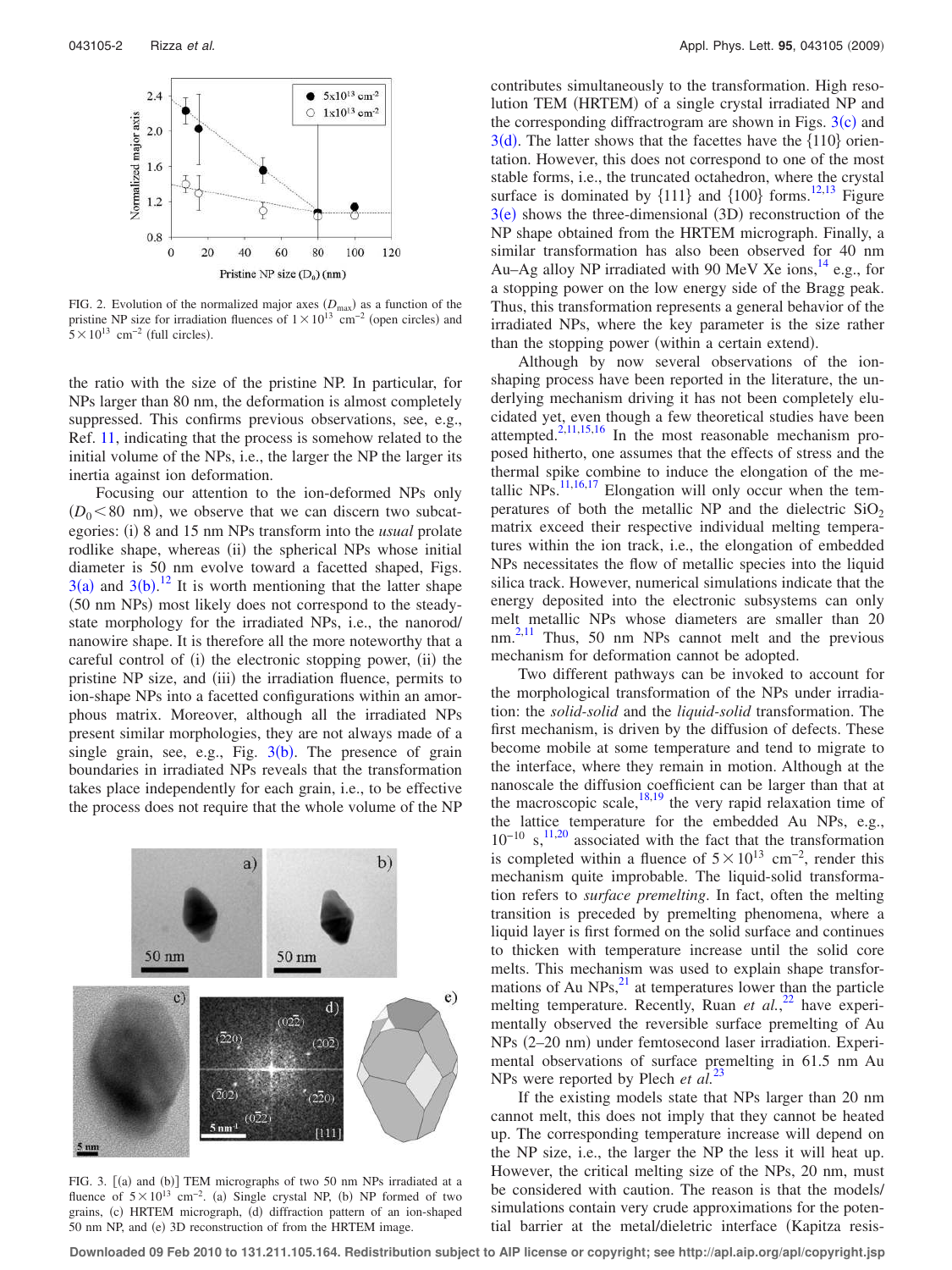FIG. 2. Evolution of the normalized major axes ($D_{max}$) as a function of the pristine NP size for irradiation fluences of $1\times10^{13}$ cm$^{-2}$ (open circles) and $5\times10^{13}$ cm$^{-2}$ (full circles).

the ratio with the size of the pristine NP. In particular, for NPs larger than 80 nm, the deformation is almost completely suppressed. This confirms previous observations, see, e.g., Ref. 11, indicating that the process is somehow related to the initial volume of the NPs, i.e., the larger the NP the larger its inertia against ion deformation.

Focusing our attention to the ion-deformed NPs only ($D_0<80$ nm), we observe that we can discern two subcategories: (i) 8 and 15 nm NPs transform into the *usual* prolate rodlike shape, whereas (ii) the spherical NPs whose initial diameter is 50 nm evolve toward a facetted shaped, Figs. 3(a) and 3(b).[12] It is worth mentioning that the latter shape (50 nm NPs) most likely does not correspond to the steady-state morphology for the irradiated NPs, i.e., the nanorod/nanowire shape. It is therefore all the more noteworthy that a careful control of (i) the electronic stopping power, (ii) the pristine NP size, and (iii) the irradiation fluence, permits to ion-shape NPs into a facetted configurations within an amorphous matrix. Moreover, although all the irradiated NPs present similar morphologies, they are not always made of a single grain, see, e.g., Fig. 3(b). The presence of grain boundaries in irradiated NPs reveals that the transformation takes place independently for each grain, i.e., to be effective the process does not require that the whole volume of the NP

FIG. 3. [(a) and (b)] TEM micrographs of two 50 nm NPs irradiated at a fluence of $5\times10^{13}$ cm$^{-2}$. (a) Single crystal NP, (b) NP formed of two grains, (c) HRTEM micrograph, (d) diffraction pattern of an ion-shaped 50 nm NP, and (e) 3D reconstruction of from the HRTEM image.

contributes simultaneously to the transformation. High resolution TEM (HRTEM) of a single crystal irradiated NP and the corresponding diffractrogram are shown in Figs. 3(c) and 3(d). The latter shows that the facettes have the {110} orientation. However, this does not correspond to one of the most stable forms, i.e., the truncated octahedron, where the crystal surface is dominated by {111} and {100} forms.[12,13] Figure 3(e) shows the three-dimensional (3D) reconstruction of the NP shape obtained from the HRTEM micrograph. Finally, a similar transformation has also been observed for 40 nm Au–Ag alloy NP irradiated with 90 MeV Xe ions,[14] e.g., for a stopping power on the low energy side of the Bragg peak. Thus, this transformation represents a general behavior of the irradiated NPs, where the key parameter is the size rather than the stopping power (within a certain extend).

Although by now several observations of the ion-shaping process have been reported in the literature, the underlying mechanism driving it has not been completely elucidated yet, even though a few theoretical studies have been attempted.[2,11,15,16] In the most reasonable mechanism proposed hitherto, one assumes that the effects of stress and the thermal spike combine to induce the elongation of the metallic NPs.[11,16,17] Elongation will only occur when the temperatures of both the metallic NP and the dielectric $SiO_2$ matrix exceed their respective individual melting temperatures within the ion track, i.e., the elongation of embedded NPs necessitates the flow of metallic species into the liquid silica track. However, numerical simulations indicate that the energy deposited into the electronic subsystems can only melt metallic NPs whose diameters are smaller than 20 nm.[2,11] Thus, 50 nm NPs cannot melt and the previous mechanism for deformation cannot be adopted.

Two different pathways can be invoked to account for the morphological transformation of the NPs under irradiation: the *solid-solid* and the *liquid-solid* transformation. The first mechanism, is driven by the diffusion of defects. These become mobile at some temperature and tend to migrate to the interface, where they remain in motion. Although at the nanoscale the diffusion coefficient can be larger than that at the macroscopic scale,[18,19] the very rapid relaxation time of the lattice temperature for the embedded Au NPs, e.g., $10^{-10}$ s,[11,20] associated with the fact that the transformation is completed within a fluence of $5\times10^{13}$ cm$^{-2}$, render this mechanism quite improbable. The liquid-solid transformation refers to *surface premelting*. In fact, often the melting transition is preceded by premelting phenomena, where a liquid layer is first formed on the solid surface and continues to thicken with temperature increase until the solid core melts. This mechanism was used to explain shape transformations of Au NPs,[21] at temperatures lower than the particle melting temperature. Recently, Ruan *et al.*,[22] have experimentally observed the reversible surface premelting of Au NPs (2–20 nm) under femtosecond laser irradiation. Experimental observations of surface premelting in 61.5 nm Au NPs were reported by Plech *et al.*[23]

If the existing models state that NPs larger than 20 nm cannot melt, this does not imply that they cannot be heated up. The corresponding temperature increase will depend on the NP size, i.e., the larger the NP the less it will heat up. However, the critical melting size of the NPs, 20 nm, must be considered with caution. The reason is that the models/simulations contain very crude approximations for the potential barrier at the metal/dieletric interface (Kapitza resis-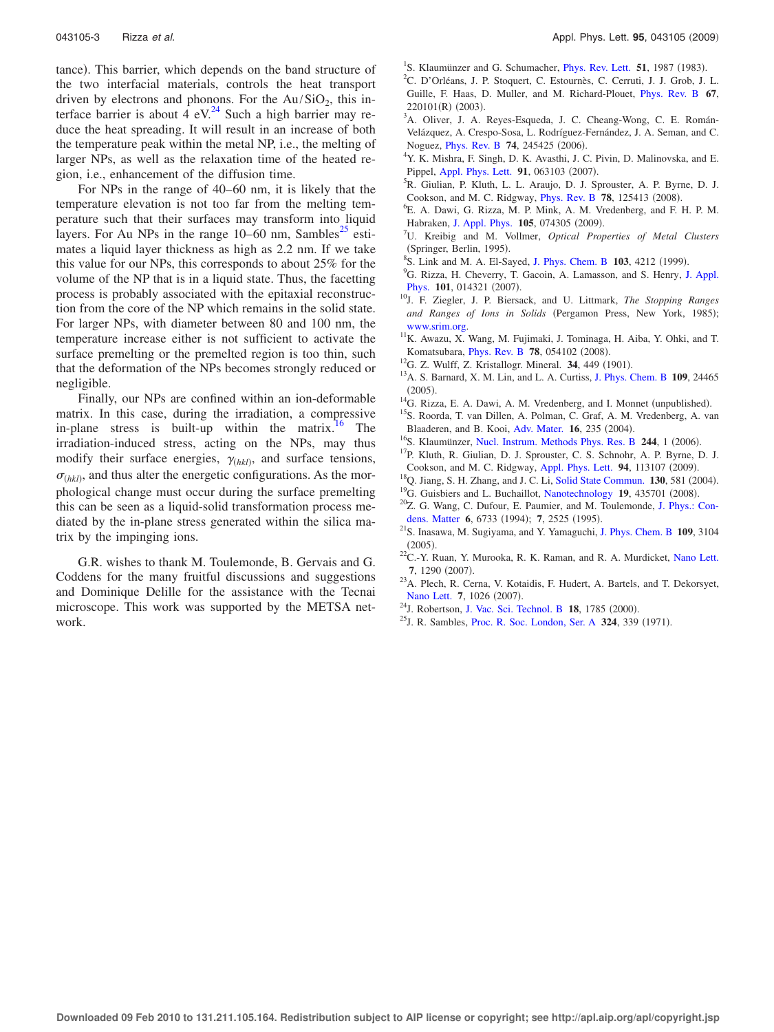tance). This barrier, which depends on the band structure of the two interfacial materials, controls the heat transport driven by electrons and phonons. For the $Au/SiO_2$, this interface barrier is about 4 eV.[24] Such a high barrier may reduce the heat spreading. It will result in an increase of both the temperature peak within the metal NP, i.e., the melting of larger NPs, as well as the relaxation time of the heated region, i.e., enhancement of the diffusion time.

For NPs in the range of 40–60 nm, it is likely that the temperature elevation is not too far from the melting temperature such that their surfaces may transform into liquid layers. For Au NPs in the range 10–60 nm, Sambles[25] estimates a liquid layer thickness as high as 2.2 nm. If we take this value for our NPs, this corresponds to about 25% for the volume of the NP that is in a liquid state. Thus, the facetting process is probably associated with the epitaxial reconstruction from the core of the NP which remains in the solid state. For larger NPs, with diameter between 80 and 100 nm, the temperature increase either is not sufficient to activate the surface premelting or the premelted region is too thin, such that the deformation of the NPs becomes strongly reduced or negligible.

Finally, our NPs are confined within an ion-deformable matrix. In this case, during the irradiation, a compressive in-plane stress is built-up within the matrix.[16] The irradiation-induced stress, acting on the NPs, may thus modify their surface energies, $\gamma_{(hkl)}$, and surface tensions, $\sigma_{(hkl)}$, and thus alter the energetic configurations. As the morphological change must occur during the surface premelting this can be seen as a liquid-solid transformation process mediated by the in-plane stress generated within the silica matrix by the impinging ions.

G.R. wishes to thank M. Toulemonde, B. Gervais and G. Coddens for the many fruitful discussions and suggestions and Dominique Delille for the assistance with the Tecnai microscope. This work was supported by the METSA network.

[1] S. Klaumünzer and G. Schumacher, Phys. Rev. Lett. **51**, 1987 (1983).

[2] C. D'Orléans, J. P. Stoquert, C. Estournès, C. Cerruti, J. J. Grob, J. L. Guille, F. Haas, D. Muller, and M. Richard-Plouet, Phys. Rev. B **67**, 220101(R) (2003).

[3] A. Oliver, J. A. Reyes-Esqueda, J. C. Cheang-Wong, C. E. Román-Velázquez, A. Crespo-Sosa, L. Rodríguez-Fernández, J. A. Seman, and C. Noguez, Phys. Rev. B **74**, 245425 (2006).

[4] Y. K. Mishra, F. Singh, D. K. Avasthi, J. C. Pivin, D. Malinovska, and E. Pippel, Appl. Phys. Lett. **91**, 063103 (2007).

[5] R. Giulian, P. Kluth, L. L. Araujo, D. J. Sprouster, A. P. Byrne, D. J. Cookson, and M. C. Ridgway, Phys. Rev. B **78**, 125413 (2008).

[6] E. A. Dawi, G. Rizza, M. P. Mink, A. M. Vredenberg, and F. H. P. M. Habraken, J. Appl. Phys. **105**, 074305 (2009).

[7] U. Kreibig and M. Vollmer, *Optical Properties of Metal Clusters* (Springer, Berlin, 1995).

[8] S. Link and M. A. El-Sayed, J. Phys. Chem. B **103**, 4212 (1999).

[9] G. Rizza, H. Cheverry, T. Gacoin, A. Lamasson, and S. Henry, J. Appl. Phys. **101**, 014321 (2007).

[10] J. F. Ziegler, J. P. Biersack, and U. Littmark, *The Stopping Ranges and Ranges of Ions in Solids* (Pergamon Press, New York, 1985); www.srim.org.

[11] K. Awazu, X. Wang, M. Fujimaki, J. Tominaga, H. Aiba, Y. Ohki, and T. Komatsubara, Phys. Rev. B **78**, 054102 (2008).

[12] G. Z. Wulff, Z. Kristallogr. Mineral. **34**, 449 (1901).

[13] A. S. Barnard, X. M. Lin, and L. A. Curtiss, J. Phys. Chem. B **109**, 24465 (2005).

[14] G. Rizza, E. A. Dawi, A. M. Vredenberg, and I. Monnet (unpublished).

[15] S. Roorda, T. van Dillen, A. Polman, C. Graf, A. M. Vredenberg, A. van Blaaderen, and B. Kooi, Adv. Mater. **16**, 235 (2004).

[16] S. Klaumünzer, Nucl. Instrum. Methods Phys. Res. B **244**, 1 (2006).

[17] P. Kluth, R. Giulian, D. J. Sprouster, C. S. Schnohr, A. P. Byrne, D. J. Cookson, and M. C. Ridgway, Appl. Phys. Lett. **94**, 113107 (2009).

[18] Q. Jiang, S. H. Zhang, and J. C. Li, Solid State Commun. **130**, 581 (2004).

[19] G. Guisbiers and L. Buchaillot, Nanotechnology **19**, 435701 (2008).

[20] Z. G. Wang, C. Dufour, E. Paumier, and M. Toulemonde, J. Phys.: Condens. Matter **6**, 6733 (1994); **7**, 2525 (1995).

[21] S. Inasawa, M. Sugiyama, and Y. Yamaguchi, J. Phys. Chem. B **109**, 3104 (2005).

[22] C.-Y. Ruan, Y. Murooka, R. K. Raman, and R. A. Murdicket, Nano Lett. **7**, 1290 (2007).

[23] A. Plech, R. Cerna, V. Kotaidis, F. Hudert, A. Bartels, and T. Dekorsyet, Nano Lett. **7**, 1026 (2007).

[24] J. Robertson, J. Vac. Sci. Technol. B **18**, 1785 (2000).

[25] J. R. Sambles, Proc. R. Soc. London, Ser. A **324**, 339 (1971).